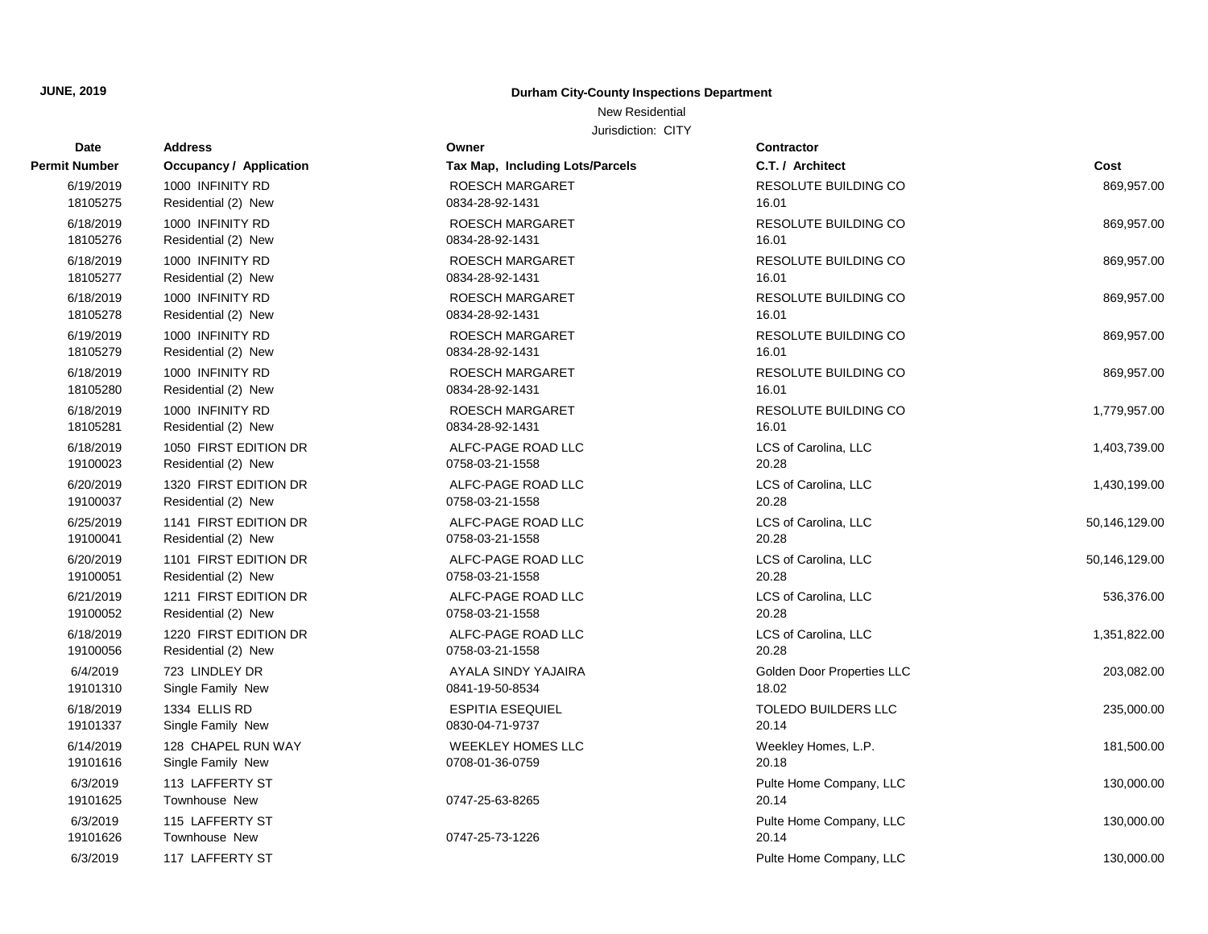JUNE, 2019

# Durham City-County Inspections Department

New Residential

Jurisdiction: CITY

| Date<br>Permit Number | Address<br>Occupancy / Application | Owner<br>Tax Map, Including Lots/Parcels | Contractor<br>C.T. / Architect | Cost |
|---|---|---|---|---|
| 6/19/2019<br>18105275 | 1000 INFINITY RD<br>Residential (2) New | ROESCH MARGARET<br>0834-28-92-1431 | RESOLUTE BUILDING CO<br>16.01 | 869,957.00 |
| 6/18/2019<br>18105276 | 1000 INFINITY RD<br>Residential (2) New | ROESCH MARGARET<br>0834-28-92-1431 | RESOLUTE BUILDING CO<br>16.01 | 869,957.00 |
| 6/18/2019<br>18105277 | 1000 INFINITY RD<br>Residential (2) New | ROESCH MARGARET<br>0834-28-92-1431 | RESOLUTE BUILDING CO<br>16.01 | 869,957.00 |
| 6/18/2019<br>18105278 | 1000 INFINITY RD<br>Residential (2) New | ROESCH MARGARET<br>0834-28-92-1431 | RESOLUTE BUILDING CO<br>16.01 | 869,957.00 |
| 6/19/2019<br>18105279 | 1000 INFINITY RD<br>Residential (2) New | ROESCH MARGARET<br>0834-28-92-1431 | RESOLUTE BUILDING CO<br>16.01 | 869,957.00 |
| 6/18/2019<br>18105280 | 1000 INFINITY RD<br>Residential (2) New | ROESCH MARGARET<br>0834-28-92-1431 | RESOLUTE BUILDING CO<br>16.01 | 869,957.00 |
| 6/18/2019<br>18105281 | 1000 INFINITY RD<br>Residential (2) New | ROESCH MARGARET<br>0834-28-92-1431 | RESOLUTE BUILDING CO<br>16.01 | 1,779,957.00 |
| 6/18/2019<br>19100023 | 1050 FIRST EDITION DR<br>Residential (2) New | ALFC-PAGE ROAD LLC<br>0758-03-21-1558 | LCS of Carolina, LLC<br>20.28 | 1,403,739.00 |
| 6/20/2019<br>19100037 | 1320 FIRST EDITION DR<br>Residential (2) New | ALFC-PAGE ROAD LLC<br>0758-03-21-1558 | LCS of Carolina, LLC<br>20.28 | 1,430,199.00 |
| 6/25/2019<br>19100041 | 1141 FIRST EDITION DR<br>Residential (2) New | ALFC-PAGE ROAD LLC<br>0758-03-21-1558 | LCS of Carolina, LLC<br>20.28 | 50,146,129.00 |
| 6/20/2019<br>19100051 | 1101 FIRST EDITION DR<br>Residential (2) New | ALFC-PAGE ROAD LLC<br>0758-03-21-1558 | LCS of Carolina, LLC<br>20.28 | 50,146,129.00 |
| 6/21/2019<br>19100052 | 1211 FIRST EDITION DR<br>Residential (2) New | ALFC-PAGE ROAD LLC<br>0758-03-21-1558 | LCS of Carolina, LLC<br>20.28 | 536,376.00 |
| 6/18/2019<br>19100056 | 1220 FIRST EDITION DR<br>Residential (2) New | ALFC-PAGE ROAD LLC<br>0758-03-21-1558 | LCS of Carolina, LLC<br>20.28 | 1,351,822.00 |
| 6/4/2019<br>19101310 | 723 LINDLEY DR<br>Single Family New | AYALA SINDY YAJAIRA<br>0841-19-50-8534 | Golden Door Properties LLC<br>18.02 | 203,082.00 |
| 6/18/2019<br>19101337 | 1334 ELLIS RD<br>Single Family New | ESPITIA ESEQUIEL<br>0830-04-71-9737 | TOLEDO BUILDERS LLC<br>20.14 | 235,000.00 |
| 6/14/2019<br>19101616 | 128 CHAPEL RUN WAY<br>Single Family New | WEEKLEY HOMES LLC<br>0708-01-36-0759 | Weekley Homes, L.P.<br>20.18 | 181,500.00 |
| 6/3/2019<br>19101625 | 113 LAFFERTY ST<br>Townhouse New | <br>0747-25-63-8265 | Pulte Home Company, LLC<br>20.14 | 130,000.00 |
| 6/3/2019<br>19101626 | 115 LAFFERTY ST<br>Townhouse New | <br>0747-25-73-1226 | Pulte Home Company, LLC<br>20.14 | 130,000.00 |
| 6/3/2019 | 117 LAFFERTY ST | | Pulte Home Company, LLC | 130,000.00 |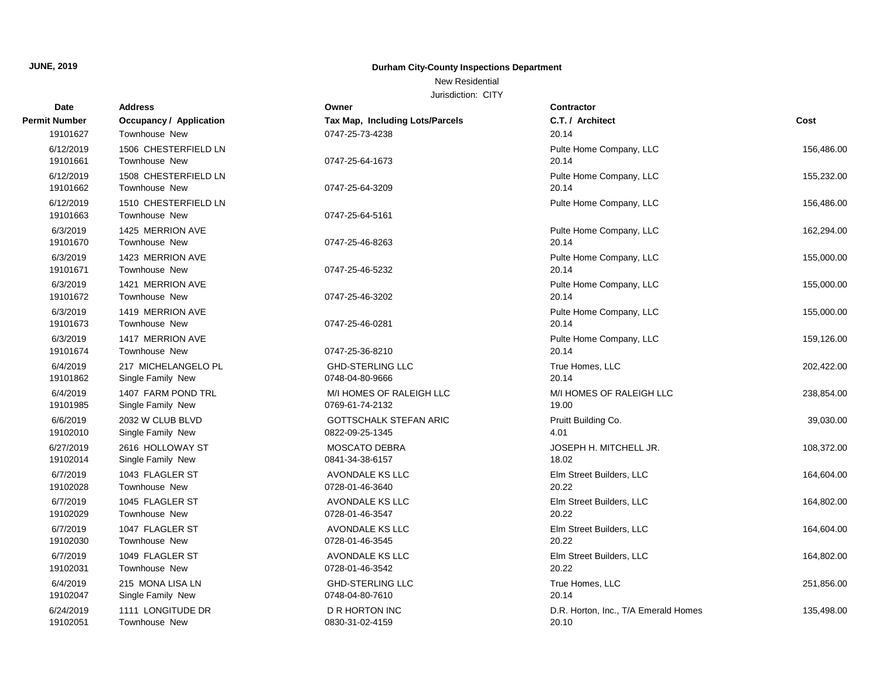**JUNE, 2019**

**Durham City-County Inspections Department**

New Residential

Jurisdiction: CITY

| Date<br>Permit Number | Address<br>Occupancy / Application | Owner<br>Tax Map, Including Lots/Parcels | Contractor<br>C.T. / Architect | Cost |
|---|---|---|---|---|
| 19101627 | Townhouse New | 0747-25-73-4238 | 20.14 | |
| 6/12/2019 | 1506 CHESTERFIELD LN | | Pulte Home Company, LLC | 156,486.00 |
| 19101661 | Townhouse New | 0747-25-64-1673 | 20.14 | |
| 6/12/2019 | 1508 CHESTERFIELD LN | | Pulte Home Company, LLC | 155,232.00 |
| 19101662 | Townhouse New | 0747-25-64-3209 | 20.14 | |
| 6/12/2019 | 1510 CHESTERFIELD LN | | Pulte Home Company, LLC | 156,486.00 |
| 19101663 | Townhouse New | 0747-25-64-5161 | | |
| 6/3/2019 | 1425 MERRION AVE | | Pulte Home Company, LLC | 162,294.00 |
| 19101670 | Townhouse New | 0747-25-46-8263 | 20.14 | |
| 6/3/2019 | 1423 MERRION AVE | | Pulte Home Company, LLC | 155,000.00 |
| 19101671 | Townhouse New | 0747-25-46-5232 | 20.14 | |
| 6/3/2019 | 1421 MERRION AVE | | Pulte Home Company, LLC | 155,000.00 |
| 19101672 | Townhouse New | 0747-25-46-3202 | 20.14 | |
| 6/3/2019 | 1419 MERRION AVE | | Pulte Home Company, LLC | 155,000.00 |
| 19101673 | Townhouse New | 0747-25-46-0281 | 20.14 | |
| 6/3/2019 | 1417 MERRION AVE | | Pulte Home Company, LLC | 159,126.00 |
| 19101674 | Townhouse New | 0747-25-36-8210 | 20.14 | |
| 6/4/2019 | 217 MICHELANGELO PL | GHD-STERLING LLC | True Homes, LLC | 202,422.00 |
| 19101862 | Single Family New | 0748-04-80-9666 | 20.14 | |
| 6/4/2019 | 1407 FARM POND TRL | M/I HOMES OF RALEIGH LLC | M/I HOMES OF RALEIGH LLC | 238,854.00 |
| 19101985 | Single Family New | 0769-61-74-2132 | 19.00 | |
| 6/6/2019 | 2032 W CLUB BLVD | GOTTSCHALK STEFAN ARIC | Pruitt Building Co. | 39,030.00 |
| 19102010 | Single Family New | 0822-09-25-1345 | 4.01 | |
| 6/27/2019 | 2616 HOLLOWAY ST | MOSCATO DEBRA | JOSEPH H. MITCHELL JR. | 108,372.00 |
| 19102014 | Single Family New | 0841-34-38-6157 | 18.02 | |
| 6/7/2019 | 1043 FLAGLER ST | AVONDALE KS LLC | Elm Street Builders, LLC | 164,604.00 |
| 19102028 | Townhouse New | 0728-01-46-3640 | 20.22 | |
| 6/7/2019 | 1045 FLAGLER ST | AVONDALE KS LLC | Elm Street Builders, LLC | 164,802.00 |
| 19102029 | Townhouse New | 0728-01-46-3547 | 20.22 | |
| 6/7/2019 | 1047 FLAGLER ST | AVONDALE KS LLC | Elm Street Builders, LLC | 164,604.00 |
| 19102030 | Townhouse New | 0728-01-46-3545 | 20.22 | |
| 6/7/2019 | 1049 FLAGLER ST | AVONDALE KS LLC | Elm Street Builders, LLC | 164,802.00 |
| 19102031 | Townhouse New | 0728-01-46-3542 | 20.22 | |
| 6/4/2019 | 215 MONA LISA LN | GHD-STERLING LLC | True Homes, LLC | 251,856.00 |
| 19102047 | Single Family New | 0748-04-80-7610 | 20.14 | |
| 6/24/2019 | 1111 LONGITUDE DR | D R HORTON INC | D.R. Horton, Inc., T/A Emerald Homes | 135,498.00 |
| 19102051 | Townhouse New | 0830-31-02-4159 | 20.10 | |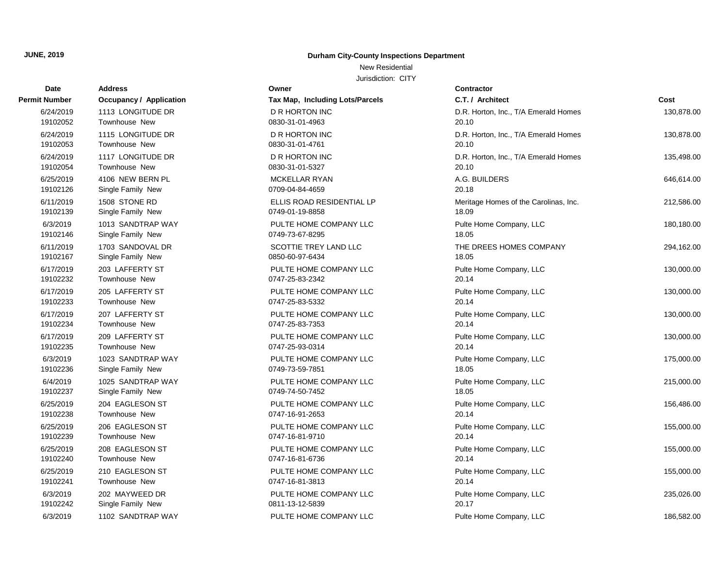**JUNE, 2019**

**Durham City-County Inspections Department**

New Residential

Jurisdiction: CITY

| Date / Permit Number | Address / Occupancy / Application | Owner / Tax Map, Including Lots/Parcels | Contractor / C.T. / Architect | Cost |
|---|---|---|---|---|
| 6/24/2019<br>19102052 | 1113 LONGITUDE DR<br>Townhouse New | D R HORTON INC<br>0830-31-01-4963 | D.R. Horton, Inc., T/A Emerald Homes<br>20.10 | 130,878.00 |
| 6/24/2019<br>19102053 | 1115 LONGITUDE DR<br>Townhouse New | D R HORTON INC<br>0830-31-01-4761 | D.R. Horton, Inc., T/A Emerald Homes<br>20.10 | 130,878.00 |
| 6/24/2019<br>19102054 | 1117 LONGITUDE DR<br>Townhouse New | D R HORTON INC<br>0830-31-01-5327 | D.R. Horton, Inc., T/A Emerald Homes<br>20.10 | 135,498.00 |
| 6/25/2019<br>19102126 | 4106 NEW BERN PL<br>Single Family New | MCKELLAR RYAN<br>0709-04-84-4659 | A.G. BUILDERS<br>20.18 | 646,614.00 |
| 6/11/2019<br>19102139 | 1508 STONE RD<br>Single Family New | ELLIS ROAD RESIDENTIAL LP<br>0749-01-19-8858 | Meritage Homes of the Carolinas, Inc.<br>18.09 | 212,586.00 |
| 6/3/2019<br>19102146 | 1013 SANDTRAP WAY<br>Single Family New | PULTE HOME COMPANY LLC<br>0749-73-67-8295 | Pulte Home Company, LLC<br>18.05 | 180,180.00 |
| 6/11/2019<br>19102167 | 1703 SANDOVAL DR<br>Single Family New | SCOTTIE TREY LAND LLC<br>0850-60-97-6434 | THE DREES HOMES COMPANY<br>18.05 | 294,162.00 |
| 6/17/2019<br>19102232 | 203 LAFFERTY ST<br>Townhouse New | PULTE HOME COMPANY LLC<br>0747-25-83-2342 | Pulte Home Company, LLC<br>20.14 | 130,000.00 |
| 6/17/2019<br>19102233 | 205 LAFFERTY ST<br>Townhouse New | PULTE HOME COMPANY LLC<br>0747-25-83-5332 | Pulte Home Company, LLC<br>20.14 | 130,000.00 |
| 6/17/2019<br>19102234 | 207 LAFFERTY ST<br>Townhouse New | PULTE HOME COMPANY LLC<br>0747-25-83-7353 | Pulte Home Company, LLC<br>20.14 | 130,000.00 |
| 6/17/2019<br>19102235 | 209 LAFFERTY ST<br>Townhouse New | PULTE HOME COMPANY LLC<br>0747-25-93-0314 | Pulte Home Company, LLC<br>20.14 | 130,000.00 |
| 6/3/2019<br>19102236 | 1023 SANDTRAP WAY<br>Single Family New | PULTE HOME COMPANY LLC<br>0749-73-59-7851 | Pulte Home Company, LLC<br>18.05 | 175,000.00 |
| 6/4/2019<br>19102237 | 1025 SANDTRAP WAY<br>Single Family New | PULTE HOME COMPANY LLC<br>0749-74-50-7452 | Pulte Home Company, LLC<br>18.05 | 215,000.00 |
| 6/25/2019<br>19102238 | 204 EAGLESON ST<br>Townhouse New | PULTE HOME COMPANY LLC<br>0747-16-91-2653 | Pulte Home Company, LLC<br>20.14 | 156,486.00 |
| 6/25/2019<br>19102239 | 206 EAGLESON ST<br>Townhouse New | PULTE HOME COMPANY LLC<br>0747-16-81-9710 | Pulte Home Company, LLC<br>20.14 | 155,000.00 |
| 6/25/2019<br>19102240 | 208 EAGLESON ST<br>Townhouse New | PULTE HOME COMPANY LLC<br>0747-16-81-6736 | Pulte Home Company, LLC<br>20.14 | 155,000.00 |
| 6/25/2019<br>19102241 | 210 EAGLESON ST<br>Townhouse New | PULTE HOME COMPANY LLC<br>0747-16-81-3813 | Pulte Home Company, LLC<br>20.14 | 155,000.00 |
| 6/3/2019<br>19102242 | 202 MAYWEED DR<br>Single Family New | PULTE HOME COMPANY LLC<br>0811-13-12-5839 | Pulte Home Company, LLC<br>20.17 | 235,026.00 |
| 6/3/2019 | 1102 SANDTRAP WAY | PULTE HOME COMPANY LLC | Pulte Home Company, LLC | 186,582.00 |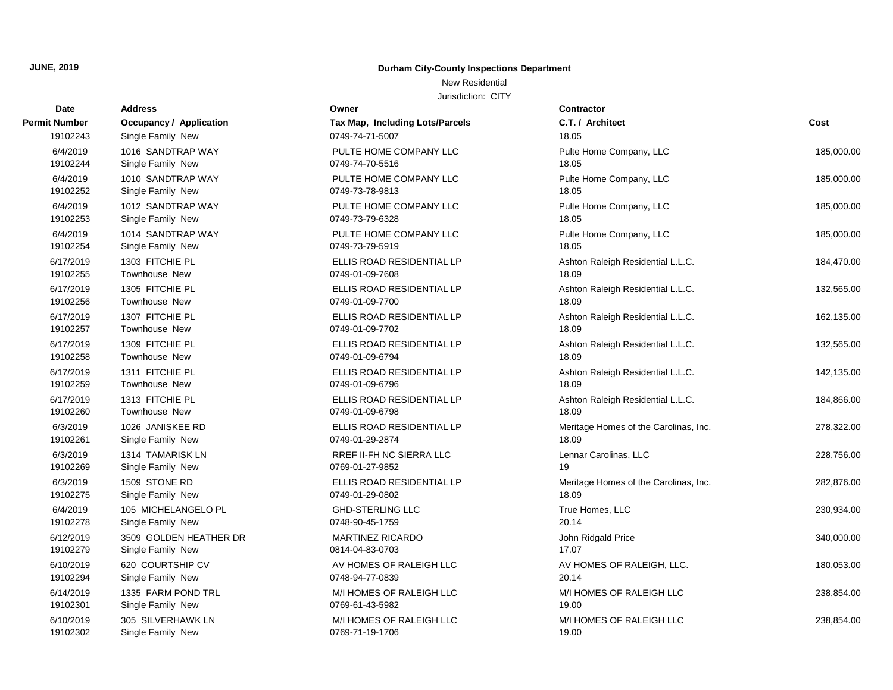**JUNE, 2019**

**Durham City-County Inspections Department**

New Residential

Jurisdiction: CITY

| Date<br>Permit Number | Address<br>Occupancy / Application | Owner<br>Tax Map, Including Lots/Parcels | Contractor<br>C.T. / Architect | Cost |
|---|---|---|---|---|
| 19102243 | Single Family New | 0749-74-71-5007 | 18.05 | |
| 6/4/2019 | 1016 SANDTRAP WAY | PULTE HOME COMPANY LLC | Pulte Home Company, LLC | 185,000.00 |
| 19102244 | Single Family New | 0749-74-70-5516 | 18.05 | |
| 6/4/2019 | 1010 SANDTRAP WAY | PULTE HOME COMPANY LLC | Pulte Home Company, LLC | 185,000.00 |
| 19102252 | Single Family New | 0749-73-78-9813 | 18.05 | |
| 6/4/2019 | 1012 SANDTRAP WAY | PULTE HOME COMPANY LLC | Pulte Home Company, LLC | 185,000.00 |
| 19102253 | Single Family New | 0749-73-79-6328 | 18.05 | |
| 6/4/2019 | 1014 SANDTRAP WAY | PULTE HOME COMPANY LLC | Pulte Home Company, LLC | 185,000.00 |
| 19102254 | Single Family New | 0749-73-79-5919 | 18.05 | |
| 6/17/2019 | 1303 FITCHIE PL | ELLIS ROAD RESIDENTIAL LP | Ashton Raleigh Residential L.L.C. | 184,470.00 |
| 19102255 | Townhouse New | 0749-01-09-7608 | 18.09 | |
| 6/17/2019 | 1305 FITCHIE PL | ELLIS ROAD RESIDENTIAL LP | Ashton Raleigh Residential L.L.C. | 132,565.00 |
| 19102256 | Townhouse New | 0749-01-09-7700 | 18.09 | |
| 6/17/2019 | 1307 FITCHIE PL | ELLIS ROAD RESIDENTIAL LP | Ashton Raleigh Residential L.L.C. | 162,135.00 |
| 19102257 | Townhouse New | 0749-01-09-7702 | 18.09 | |
| 6/17/2019 | 1309 FITCHIE PL | ELLIS ROAD RESIDENTIAL LP | Ashton Raleigh Residential L.L.C. | 132,565.00 |
| 19102258 | Townhouse New | 0749-01-09-6794 | 18.09 | |
| 6/17/2019 | 1311 FITCHIE PL | ELLIS ROAD RESIDENTIAL LP | Ashton Raleigh Residential L.L.C. | 142,135.00 |
| 19102259 | Townhouse New | 0749-01-09-6796 | 18.09 | |
| 6/17/2019 | 1313 FITCHIE PL | ELLIS ROAD RESIDENTIAL LP | Ashton Raleigh Residential L.L.C. | 184,866.00 |
| 19102260 | Townhouse New | 0749-01-09-6798 | 18.09 | |
| 6/3/2019 | 1026 JANISKEE RD | ELLIS ROAD RESIDENTIAL LP | Meritage Homes of the Carolinas, Inc. | 278,322.00 |
| 19102261 | Single Family New | 0749-01-29-2874 | 18.09 | |
| 6/3/2019 | 1314 TAMARISK LN | RREF II-FH NC SIERRA LLC | Lennar Carolinas, LLC | 228,756.00 |
| 19102269 | Single Family New | 0769-01-27-9852 | 19 | |
| 6/3/2019 | 1509 STONE RD | ELLIS ROAD RESIDENTIAL LP | Meritage Homes of the Carolinas, Inc. | 282,876.00 |
| 19102275 | Single Family New | 0749-01-29-0802 | 18.09 | |
| 6/4/2019 | 105 MICHELANGELO PL | GHD-STERLING LLC | True Homes, LLC | 230,934.00 |
| 19102278 | Single Family New | 0748-90-45-1759 | 20.14 | |
| 6/12/2019 | 3509 GOLDEN HEATHER DR | MARTINEZ RICARDO | John Ridgald Price | 340,000.00 |
| 19102279 | Single Family New | 0814-04-83-0703 | 17.07 | |
| 6/10/2019 | 620 COURTSHIP CV | AV HOMES OF RALEIGH LLC | AV HOMES OF RALEIGH, LLC. | 180,053.00 |
| 19102294 | Single Family New | 0748-94-77-0839 | 20.14 | |
| 6/14/2019 | 1335 FARM POND TRL | M/I HOMES OF RALEIGH LLC | M/I HOMES OF RALEIGH LLC | 238,854.00 |
| 19102301 | Single Family New | 0769-61-43-5982 | 19.00 | |
| 6/10/2019 | 305 SILVERHAWK LN | M/I HOMES OF RALEIGH LLC | M/I HOMES OF RALEIGH LLC | 238,854.00 |
| 19102302 | Single Family New | 0769-71-19-1706 | 19.00 | |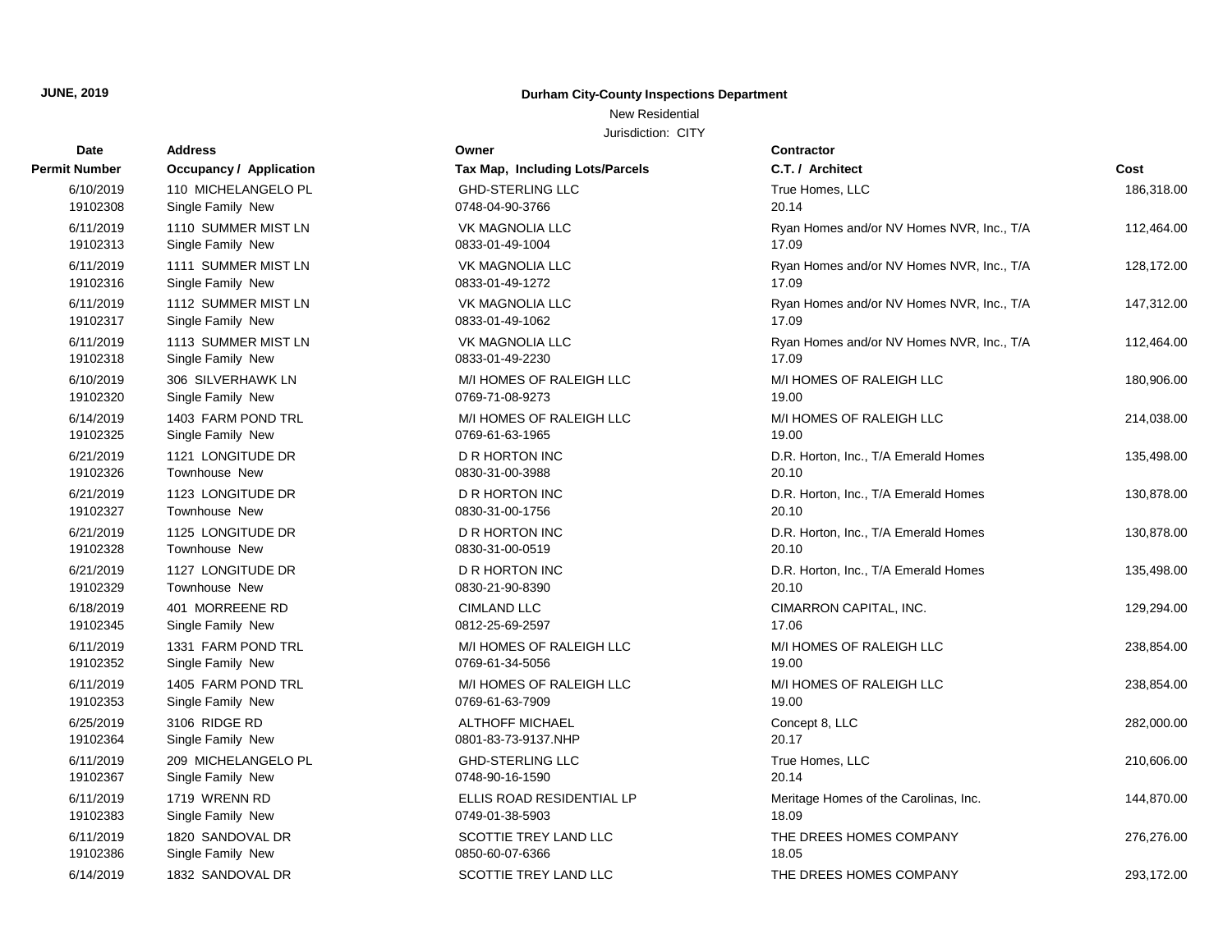**JUNE, 2019**

**Durham City-County Inspections Department**

New Residential

Jurisdiction: CITY

| Date<br>Permit Number | Address<br>Occupancy / Application | Owner<br>Tax Map, Including Lots/Parcels | Contractor<br>C.T. / Architect | Cost |
|---|---|---|---|---|
| 6/10/2019<br>19102308 | 110 MICHELANGELO PL<br>Single Family New | GHD-STERLING LLC<br>0748-04-90-3766 | True Homes, LLC<br>20.14 | 186,318.00 |
| 6/11/2019<br>19102313 | 1110 SUMMER MIST LN<br>Single Family New | VK MAGNOLIA LLC<br>0833-01-49-1004 | Ryan Homes and/or NV Homes NVR, Inc., T/A<br>17.09 | 112,464.00 |
| 6/11/2019<br>19102316 | 1111 SUMMER MIST LN<br>Single Family New | VK MAGNOLIA LLC<br>0833-01-49-1272 | Ryan Homes and/or NV Homes NVR, Inc., T/A<br>17.09 | 128,172.00 |
| 6/11/2019<br>19102317 | 1112 SUMMER MIST LN<br>Single Family New | VK MAGNOLIA LLC<br>0833-01-49-1062 | Ryan Homes and/or NV Homes NVR, Inc., T/A<br>17.09 | 147,312.00 |
| 6/11/2019<br>19102318 | 1113 SUMMER MIST LN<br>Single Family New | VK MAGNOLIA LLC<br>0833-01-49-2230 | Ryan Homes and/or NV Homes NVR, Inc., T/A<br>17.09 | 112,464.00 |
| 6/10/2019<br>19102320 | 306 SILVERHAWK LN<br>Single Family New | M/I HOMES OF RALEIGH LLC<br>0769-71-08-9273 | M/I HOMES OF RALEIGH LLC<br>19.00 | 180,906.00 |
| 6/14/2019<br>19102325 | 1403 FARM POND TRL<br>Single Family New | M/I HOMES OF RALEIGH LLC<br>0769-61-63-1965 | M/I HOMES OF RALEIGH LLC<br>19.00 | 214,038.00 |
| 6/21/2019<br>19102326 | 1121 LONGITUDE DR<br>Townhouse New | D R HORTON INC<br>0830-31-00-3988 | D.R. Horton, Inc., T/A Emerald Homes<br>20.10 | 135,498.00 |
| 6/21/2019<br>19102327 | 1123 LONGITUDE DR<br>Townhouse New | D R HORTON INC<br>0830-31-00-1756 | D.R. Horton, Inc., T/A Emerald Homes<br>20.10 | 130,878.00 |
| 6/21/2019<br>19102328 | 1125 LONGITUDE DR<br>Townhouse New | D R HORTON INC<br>0830-31-00-0519 | D.R. Horton, Inc., T/A Emerald Homes<br>20.10 | 130,878.00 |
| 6/21/2019<br>19102329 | 1127 LONGITUDE DR<br>Townhouse New | D R HORTON INC<br>0830-21-90-8390 | D.R. Horton, Inc., T/A Emerald Homes<br>20.10 | 135,498.00 |
| 6/18/2019<br>19102345 | 401 MORREENE RD<br>Single Family New | CIMLAND LLC<br>0812-25-69-2597 | CIMARRON CAPITAL, INC.<br>17.06 | 129,294.00 |
| 6/11/2019<br>19102352 | 1331 FARM POND TRL<br>Single Family New | M/I HOMES OF RALEIGH LLC<br>0769-61-34-5056 | M/I HOMES OF RALEIGH LLC<br>19.00 | 238,854.00 |
| 6/11/2019<br>19102353 | 1405 FARM POND TRL<br>Single Family New | M/I HOMES OF RALEIGH LLC<br>0769-61-63-7909 | M/I HOMES OF RALEIGH LLC<br>19.00 | 238,854.00 |
| 6/25/2019<br>19102364 | 3106 RIDGE RD<br>Single Family New | ALTHOFF MICHAEL<br>0801-83-73-9137.NHP | Concept 8, LLC<br>20.17 | 282,000.00 |
| 6/11/2019<br>19102367 | 209 MICHELANGELO PL<br>Single Family New | GHD-STERLING LLC<br>0748-90-16-1590 | True Homes, LLC<br>20.14 | 210,606.00 |
| 6/11/2019<br>19102383 | 1719 WRENN RD<br>Single Family New | ELLIS ROAD RESIDENTIAL LP<br>0749-01-38-5903 | Meritage Homes of the Carolinas, Inc.<br>18.09 | 144,870.00 |
| 6/11/2019<br>19102386 | 1820 SANDOVAL DR<br>Single Family New | SCOTTIE TREY LAND LLC<br>0850-60-07-6366 | THE DREES HOMES COMPANY<br>18.05 | 276,276.00 |
| 6/14/2019 | 1832 SANDOVAL DR | SCOTTIE TREY LAND LLC | THE DREES HOMES COMPANY | 293,172.00 |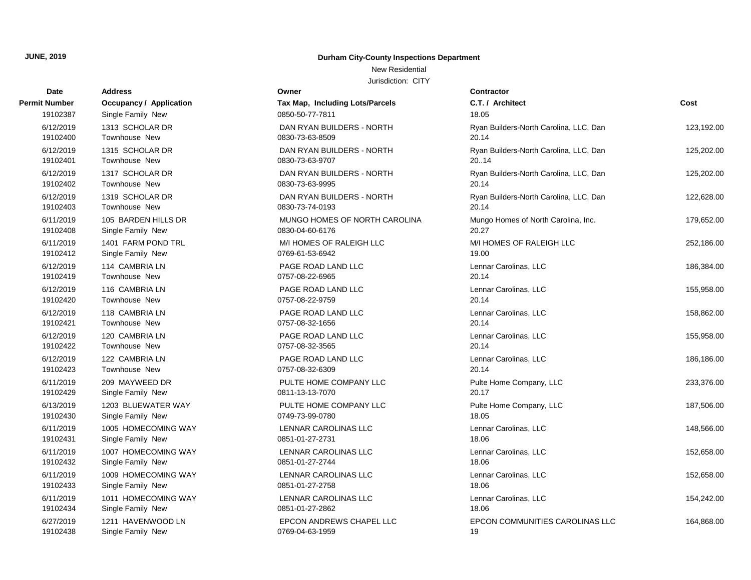**JUNE, 2019**

**Durham City-County Inspections Department**

New Residential

Jurisdiction: CITY

| Date / Permit Number | Address / Occupancy / Application | Owner / Tax Map, Including Lots/Parcels | Contractor / C.T. / Architect | Cost |
|---|---|---|---|---|
| 19102387 | Single Family New | 0850-50-77-7811 | 18.05 | |
| 6/12/2019<br>19102400 | 1313 SCHOLAR DR<br>Townhouse New | DAN RYAN BUILDERS - NORTH<br>0830-73-63-8509 | Ryan Builders-North Carolina, LLC, Dan<br>20.14 | 123,192.00 |
| 6/12/2019<br>19102401 | 1315 SCHOLAR DR<br>Townhouse New | DAN RYAN BUILDERS - NORTH<br>0830-73-63-9707 | Ryan Builders-North Carolina, LLC, Dan<br>20..14 | 125,202.00 |
| 6/12/2019<br>19102402 | 1317 SCHOLAR DR<br>Townhouse New | DAN RYAN BUILDERS - NORTH<br>0830-73-63-9995 | Ryan Builders-North Carolina, LLC, Dan<br>20.14 | 125,202.00 |
| 6/12/2019<br>19102403 | 1319 SCHOLAR DR<br>Townhouse New | DAN RYAN BUILDERS - NORTH<br>0830-73-74-0193 | Ryan Builders-North Carolina, LLC, Dan<br>20.14 | 122,628.00 |
| 6/11/2019<br>19102408 | 105 BARDEN HILLS DR<br>Single Family New | MUNGO HOMES OF NORTH CAROLINA<br>0830-04-60-6176 | Mungo Homes of North Carolina, Inc.<br>20.27 | 179,652.00 |
| 6/11/2019<br>19102412 | 1401 FARM POND TRL<br>Single Family New | M/I HOMES OF RALEIGH LLC<br>0769-61-53-6942 | M/I HOMES OF RALEIGH LLC<br>19.00 | 252,186.00 |
| 6/12/2019<br>19102419 | 114 CAMBRIA LN<br>Townhouse New | PAGE ROAD LAND LLC<br>0757-08-22-6965 | Lennar Carolinas, LLC<br>20.14 | 186,384.00 |
| 6/12/2019<br>19102420 | 116 CAMBRIA LN<br>Townhouse New | PAGE ROAD LAND LLC<br>0757-08-22-9759 | Lennar Carolinas, LLC<br>20.14 | 155,958.00 |
| 6/12/2019<br>19102421 | 118 CAMBRIA LN<br>Townhouse New | PAGE ROAD LAND LLC<br>0757-08-32-1656 | Lennar Carolinas, LLC<br>20.14 | 158,862.00 |
| 6/12/2019<br>19102422 | 120 CAMBRIA LN<br>Townhouse New | PAGE ROAD LAND LLC<br>0757-08-32-3565 | Lennar Carolinas, LLC<br>20.14 | 155,958.00 |
| 6/12/2019<br>19102423 | 122 CAMBRIA LN<br>Townhouse New | PAGE ROAD LAND LLC<br>0757-08-32-6309 | Lennar Carolinas, LLC<br>20.14 | 186,186.00 |
| 6/11/2019<br>19102429 | 209 MAYWEED DR<br>Single Family New | PULTE HOME COMPANY LLC<br>0811-13-13-7070 | Pulte Home Company, LLC<br>20.17 | 233,376.00 |
| 6/13/2019<br>19102430 | 1203 BLUEWATER WAY<br>Single Family New | PULTE HOME COMPANY LLC<br>0749-73-99-0780 | Pulte Home Company, LLC<br>18.05 | 187,506.00 |
| 6/11/2019<br>19102431 | 1005 HOMECOMING WAY<br>Single Family New | LENNAR CAROLINAS LLC<br>0851-01-27-2731 | Lennar Carolinas, LLC<br>18.06 | 148,566.00 |
| 6/11/2019<br>19102432 | 1007 HOMECOMING WAY<br>Single Family New | LENNAR CAROLINAS LLC<br>0851-01-27-2744 | Lennar Carolinas, LLC<br>18.06 | 152,658.00 |
| 6/11/2019<br>19102433 | 1009 HOMECOMING WAY<br>Single Family New | LENNAR CAROLINAS LLC<br>0851-01-27-2758 | Lennar Carolinas, LLC<br>18.06 | 152,658.00 |
| 6/11/2019<br>19102434 | 1011 HOMECOMING WAY<br>Single Family New | LENNAR CAROLINAS LLC<br>0851-01-27-2862 | Lennar Carolinas, LLC<br>18.06 | 154,242.00 |
| 6/27/2019<br>19102438 | 1211 HAVENWOOD LN<br>Single Family New | EPCON ANDREWS CHAPEL LLC<br>0769-04-63-1959 | EPCON COMMUNITIES CAROLINAS LLC<br>19 | 164,868.00 |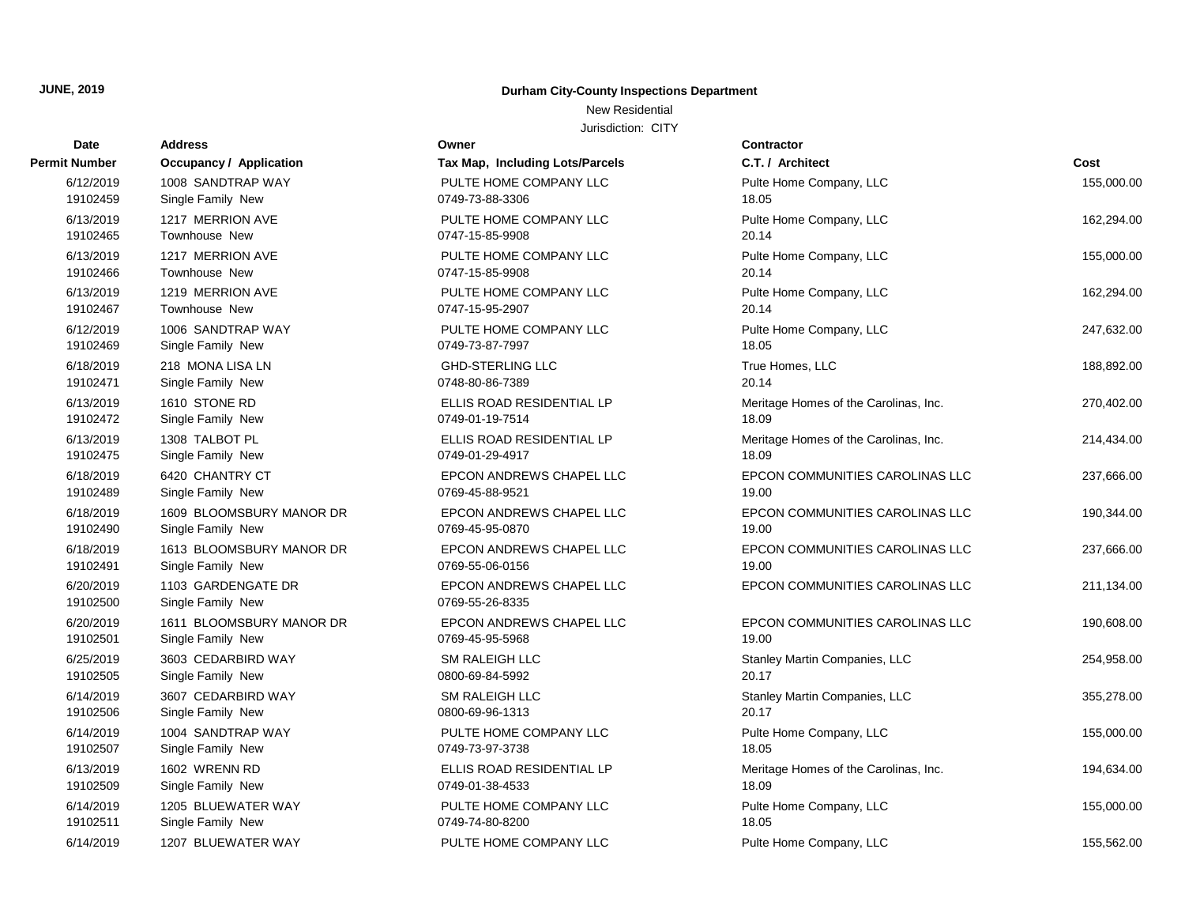**JUNE, 2019**

**Durham City-County Inspections Department**

New Residential

Jurisdiction: CITY

| Date<br>Permit Number | Address<br>Occupancy / Application | Owner<br>Tax Map, Including Lots/Parcels | Contractor<br>C.T. / Architect | Cost |
|---|---|---|---|---|
| 6/12/2019<br>19102459 | 1008 SANDTRAP WAY<br>Single Family New | PULTE HOME COMPANY LLC<br>0749-73-88-3306 | Pulte Home Company, LLC<br>18.05 | 155,000.00 |
| 6/13/2019<br>19102465 | 1217 MERRION AVE<br>Townhouse New | PULTE HOME COMPANY LLC<br>0747-15-85-9908 | Pulte Home Company, LLC<br>20.14 | 162,294.00 |
| 6/13/2019<br>19102466 | 1217 MERRION AVE<br>Townhouse New | PULTE HOME COMPANY LLC<br>0747-15-85-9908 | Pulte Home Company, LLC<br>20.14 | 155,000.00 |
| 6/13/2019<br>19102467 | 1219 MERRION AVE<br>Townhouse New | PULTE HOME COMPANY LLC<br>0747-15-95-2907 | Pulte Home Company, LLC<br>20.14 | 162,294.00 |
| 6/12/2019<br>19102469 | 1006 SANDTRAP WAY<br>Single Family New | PULTE HOME COMPANY LLC<br>0749-73-87-7997 | Pulte Home Company, LLC<br>18.05 | 247,632.00 |
| 6/18/2019<br>19102471 | 218 MONA LISA LN<br>Single Family New | GHD-STERLING LLC<br>0748-80-86-7389 | True Homes, LLC<br>20.14 | 188,892.00 |
| 6/13/2019<br>19102472 | 1610 STONE RD<br>Single Family New | ELLIS ROAD RESIDENTIAL LP<br>0749-01-19-7514 | Meritage Homes of the Carolinas, Inc.<br>18.09 | 270,402.00 |
| 6/13/2019<br>19102475 | 1308 TALBOT PL<br>Single Family New | ELLIS ROAD RESIDENTIAL LP<br>0749-01-29-4917 | Meritage Homes of the Carolinas, Inc.<br>18.09 | 214,434.00 |
| 6/18/2019<br>19102489 | 6420 CHANTRY CT<br>Single Family New | EPCON ANDREWS CHAPEL LLC<br>0769-45-88-9521 | EPCON COMMUNITIES CAROLINAS LLC<br>19.00 | 237,666.00 |
| 6/18/2019<br>19102490 | 1609 BLOOMSBURY MANOR DR<br>Single Family New | EPCON ANDREWS CHAPEL LLC<br>0769-45-95-0870 | EPCON COMMUNITIES CAROLINAS LLC<br>19.00 | 190,344.00 |
| 6/18/2019<br>19102491 | 1613 BLOOMSBURY MANOR DR<br>Single Family New | EPCON ANDREWS CHAPEL LLC<br>0769-55-06-0156 | EPCON COMMUNITIES CAROLINAS LLC<br>19.00 | 237,666.00 |
| 6/20/2019<br>19102500 | 1103 GARDENGATE DR<br>Single Family New | EPCON ANDREWS CHAPEL LLC<br>0769-55-26-8335 | EPCON COMMUNITIES CAROLINAS LLC | 211,134.00 |
| 6/20/2019<br>19102501 | 1611 BLOOMSBURY MANOR DR<br>Single Family New | EPCON ANDREWS CHAPEL LLC<br>0769-45-95-5968 | EPCON COMMUNITIES CAROLINAS LLC<br>19.00 | 190,608.00 |
| 6/25/2019<br>19102505 | 3603 CEDARBIRD WAY<br>Single Family New | SM RALEIGH LLC<br>0800-69-84-5992 | Stanley Martin Companies, LLC<br>20.17 | 254,958.00 |
| 6/14/2019<br>19102506 | 3607 CEDARBIRD WAY<br>Single Family New | SM RALEIGH LLC<br>0800-69-96-1313 | Stanley Martin Companies, LLC<br>20.17 | 355,278.00 |
| 6/14/2019<br>19102507 | 1004 SANDTRAP WAY<br>Single Family New | PULTE HOME COMPANY LLC<br>0749-73-97-3738 | Pulte Home Company, LLC<br>18.05 | 155,000.00 |
| 6/13/2019<br>19102509 | 1602 WRENN RD<br>Single Family New | ELLIS ROAD RESIDENTIAL LP<br>0749-01-38-4533 | Meritage Homes of the Carolinas, Inc.<br>18.09 | 194,634.00 |
| 6/14/2019<br>19102511 | 1205 BLUEWATER WAY<br>Single Family New | PULTE HOME COMPANY LLC<br>0749-74-80-8200 | Pulte Home Company, LLC<br>18.05 | 155,000.00 |
| 6/14/2019 | 1207 BLUEWATER WAY | PULTE HOME COMPANY LLC | Pulte Home Company, LLC | 155,562.00 |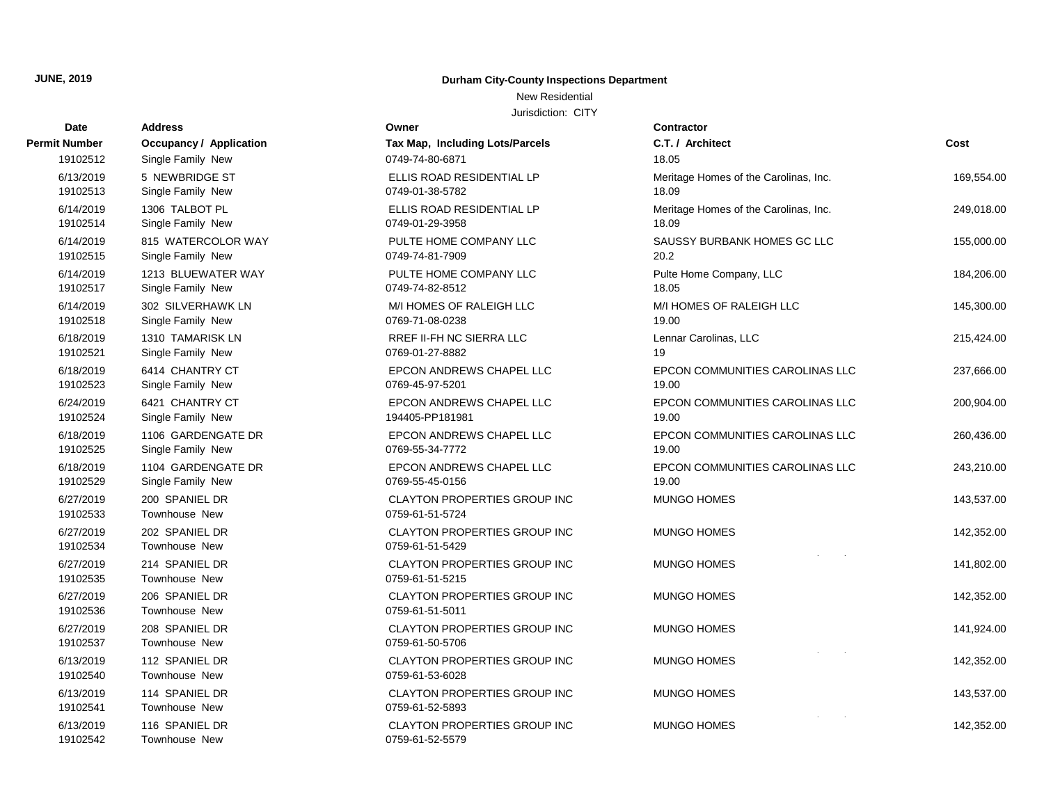**JUNE, 2019**

**Durham City-County Inspections Department**

New Residential

Jurisdiction: CITY

| Date / Permit Number | Address / Occupancy / Application | Owner / Tax Map, Including Lots/Parcels | Contractor / C.T. / Architect | Cost |
|---|---|---|---|---|
| 19102512 | Single Family New | 0749-74-80-6871 | 18.05 | |
| 6/13/2019 | 5 NEWBRIDGE ST | ELLIS ROAD RESIDENTIAL LP | Meritage Homes of the Carolinas, Inc. | 169,554.00 |
| 19102513 | Single Family New | 0749-01-38-5782 | 18.09 | |
| 6/14/2019 | 1306 TALBOT PL | ELLIS ROAD RESIDENTIAL LP | Meritage Homes of the Carolinas, Inc. | 249,018.00 |
| 19102514 | Single Family New | 0749-01-29-3958 | 18.09 | |
| 6/14/2019 | 815 WATERCOLOR WAY | PULTE HOME COMPANY LLC | SAUSSY BURBANK HOMES GC LLC | 155,000.00 |
| 19102515 | Single Family New | 0749-74-81-7909 | 20.2 | |
| 6/14/2019 | 1213 BLUEWATER WAY | PULTE HOME COMPANY LLC | Pulte Home Company, LLC | 184,206.00 |
| 19102517 | Single Family New | 0749-74-82-8512 | 18.05 | |
| 6/14/2019 | 302 SILVERHAWK LN | M/I HOMES OF RALEIGH LLC | M/I HOMES OF RALEIGH LLC | 145,300.00 |
| 19102518 | Single Family New | 0769-71-08-0238 | 19.00 | |
| 6/18/2019 | 1310 TAMARISK LN | RREF II-FH NC SIERRA LLC | Lennar Carolinas, LLC | 215,424.00 |
| 19102521 | Single Family New | 0769-01-27-8882 | 19 | |
| 6/18/2019 | 6414 CHANTRY CT | EPCON ANDREWS CHAPEL LLC | EPCON COMMUNITIES CAROLINAS LLC | 237,666.00 |
| 19102523 | Single Family New | 0769-45-97-5201 | 19.00 | |
| 6/24/2019 | 6421 CHANTRY CT | EPCON ANDREWS CHAPEL LLC | EPCON COMMUNITIES CAROLINAS LLC | 200,904.00 |
| 19102524 | Single Family New | 194405-PP181981 | 19.00 | |
| 6/18/2019 | 1106 GARDENGATE DR | EPCON ANDREWS CHAPEL LLC | EPCON COMMUNITIES CAROLINAS LLC | 260,436.00 |
| 19102525 | Single Family New | 0769-55-34-7772 | 19.00 | |
| 6/18/2019 | 1104 GARDENGATE DR | EPCON ANDREWS CHAPEL LLC | EPCON COMMUNITIES CAROLINAS LLC | 243,210.00 |
| 19102529 | Single Family New | 0769-55-45-0156 | 19.00 | |
| 6/27/2019 | 200 SPANIEL DR | CLAYTON PROPERTIES GROUP INC | MUNGO HOMES | 143,537.00 |
| 19102533 | Townhouse New | 0759-61-51-5724 | | |
| 6/27/2019 | 202 SPANIEL DR | CLAYTON PROPERTIES GROUP INC | MUNGO HOMES | 142,352.00 |
| 19102534 | Townhouse New | 0759-61-51-5429 | | |
| 6/27/2019 | 214 SPANIEL DR | CLAYTON PROPERTIES GROUP INC | MUNGO HOMES | 141,802.00 |
| 19102535 | Townhouse New | 0759-61-51-5215 | | |
| 6/27/2019 | 206 SPANIEL DR | CLAYTON PROPERTIES GROUP INC | MUNGO HOMES | 142,352.00 |
| 19102536 | Townhouse New | 0759-61-51-5011 | | |
| 6/27/2019 | 208 SPANIEL DR | CLAYTON PROPERTIES GROUP INC | MUNGO HOMES | 141,924.00 |
| 19102537 | Townhouse New | 0759-61-50-5706 | | |
| 6/13/2019 | 112 SPANIEL DR | CLAYTON PROPERTIES GROUP INC | MUNGO HOMES | 142,352.00 |
| 19102540 | Townhouse New | 0759-61-53-6028 | | |
| 6/13/2019 | 114 SPANIEL DR | CLAYTON PROPERTIES GROUP INC | MUNGO HOMES | 143,537.00 |
| 19102541 | Townhouse New | 0759-61-52-5893 | | |
| 6/13/2019 | 116 SPANIEL DR | CLAYTON PROPERTIES GROUP INC | MUNGO HOMES | 142,352.00 |
| 19102542 | Townhouse New | 0759-61-52-5579 | | |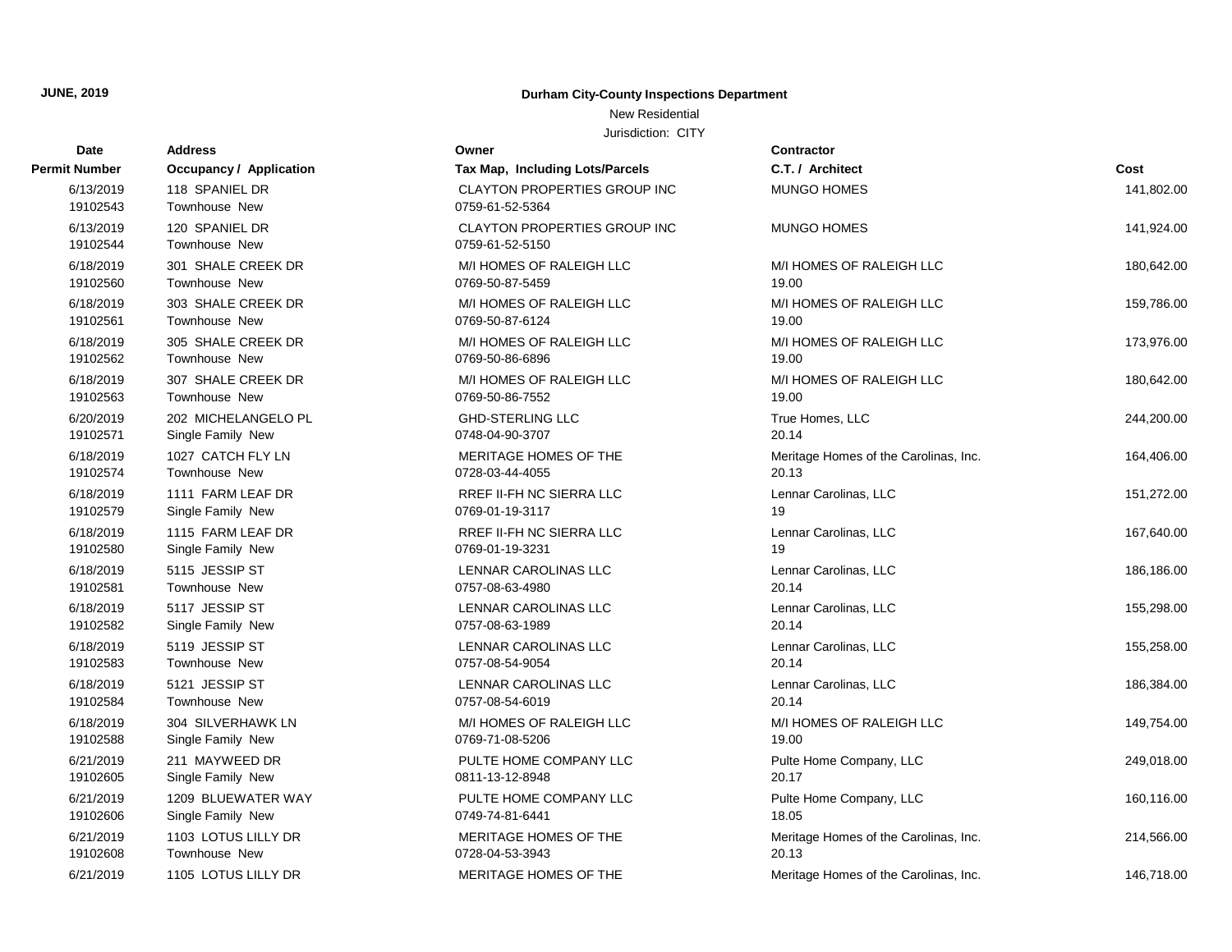**JUNE, 2019**

**Durham City-County Inspections Department**

New Residential

Jurisdiction: CITY

| Date<br>Permit Number | Address<br>Occupancy / Application | Owner<br>Tax Map, Including Lots/Parcels | Contractor<br>C.T. / Architect | Cost |
|---|---|---|---|---|
| 6/13/2019<br>19102543 | 118 SPANIEL DR<br>Townhouse New | CLAYTON PROPERTIES GROUP INC<br>0759-61-52-5364 | MUNGO HOMES | 141,802.00 |
| 6/13/2019<br>19102544 | 120 SPANIEL DR<br>Townhouse New | CLAYTON PROPERTIES GROUP INC<br>0759-61-52-5150 | MUNGO HOMES | 141,924.00 |
| 6/18/2019<br>19102560 | 301 SHALE CREEK DR<br>Townhouse New | M/I HOMES OF RALEIGH LLC<br>0769-50-87-5459 | M/I HOMES OF RALEIGH LLC<br>19.00 | 180,642.00 |
| 6/18/2019<br>19102561 | 303 SHALE CREEK DR<br>Townhouse New | M/I HOMES OF RALEIGH LLC<br>0769-50-87-6124 | M/I HOMES OF RALEIGH LLC<br>19.00 | 159,786.00 |
| 6/18/2019<br>19102562 | 305 SHALE CREEK DR<br>Townhouse New | M/I HOMES OF RALEIGH LLC<br>0769-50-86-6896 | M/I HOMES OF RALEIGH LLC<br>19.00 | 173,976.00 |
| 6/18/2019<br>19102563 | 307 SHALE CREEK DR<br>Townhouse New | M/I HOMES OF RALEIGH LLC<br>0769-50-86-7552 | M/I HOMES OF RALEIGH LLC<br>19.00 | 180,642.00 |
| 6/20/2019<br>19102571 | 202 MICHELANGELO PL<br>Single Family New | GHD-STERLING LLC<br>0748-04-90-3707 | True Homes, LLC<br>20.14 | 244,200.00 |
| 6/18/2019<br>19102574 | 1027 CATCH FLY LN<br>Townhouse New | MERITAGE HOMES OF THE<br>0728-03-44-4055 | Meritage Homes of the Carolinas, Inc.<br>20.13 | 164,406.00 |
| 6/18/2019<br>19102579 | 1111 FARM LEAF DR<br>Single Family New | RREF II-FH NC SIERRA LLC<br>0769-01-19-3117 | Lennar Carolinas, LLC<br>19 | 151,272.00 |
| 6/18/2019<br>19102580 | 1115 FARM LEAF DR<br>Single Family New | RREF II-FH NC SIERRA LLC<br>0769-01-19-3231 | Lennar Carolinas, LLC<br>19 | 167,640.00 |
| 6/18/2019<br>19102581 | 5115 JESSIP ST<br>Townhouse New | LENNAR CAROLINAS LLC<br>0757-08-63-4980 | Lennar Carolinas, LLC<br>20.14 | 186,186.00 |
| 6/18/2019<br>19102582 | 5117 JESSIP ST<br>Single Family New | LENNAR CAROLINAS LLC<br>0757-08-63-1989 | Lennar Carolinas, LLC<br>20.14 | 155,298.00 |
| 6/18/2019<br>19102583 | 5119 JESSIP ST<br>Townhouse New | LENNAR CAROLINAS LLC<br>0757-08-54-9054 | Lennar Carolinas, LLC<br>20.14 | 155,258.00 |
| 6/18/2019<br>19102584 | 5121 JESSIP ST<br>Townhouse New | LENNAR CAROLINAS LLC<br>0757-08-54-6019 | Lennar Carolinas, LLC<br>20.14 | 186,384.00 |
| 6/18/2019<br>19102588 | 304 SILVERHAWK LN<br>Single Family New | M/I HOMES OF RALEIGH LLC<br>0769-71-08-5206 | M/I HOMES OF RALEIGH LLC<br>19.00 | 149,754.00 |
| 6/21/2019<br>19102605 | 211 MAYWEED DR<br>Single Family New | PULTE HOME COMPANY LLC<br>0811-13-12-8948 | Pulte Home Company, LLC<br>20.17 | 249,018.00 |
| 6/21/2019<br>19102606 | 1209 BLUEWATER WAY<br>Single Family New | PULTE HOME COMPANY LLC<br>0749-74-81-6441 | Pulte Home Company, LLC<br>18.05 | 160,116.00 |
| 6/21/2019<br>19102608 | 1103 LOTUS LILLY DR<br>Townhouse New | MERITAGE HOMES OF THE<br>0728-04-53-3943 | Meritage Homes of the Carolinas, Inc.<br>20.13 | 214,566.00 |
| 6/21/2019 | 1105 LOTUS LILLY DR | MERITAGE HOMES OF THE | Meritage Homes of the Carolinas, Inc. | 146,718.00 |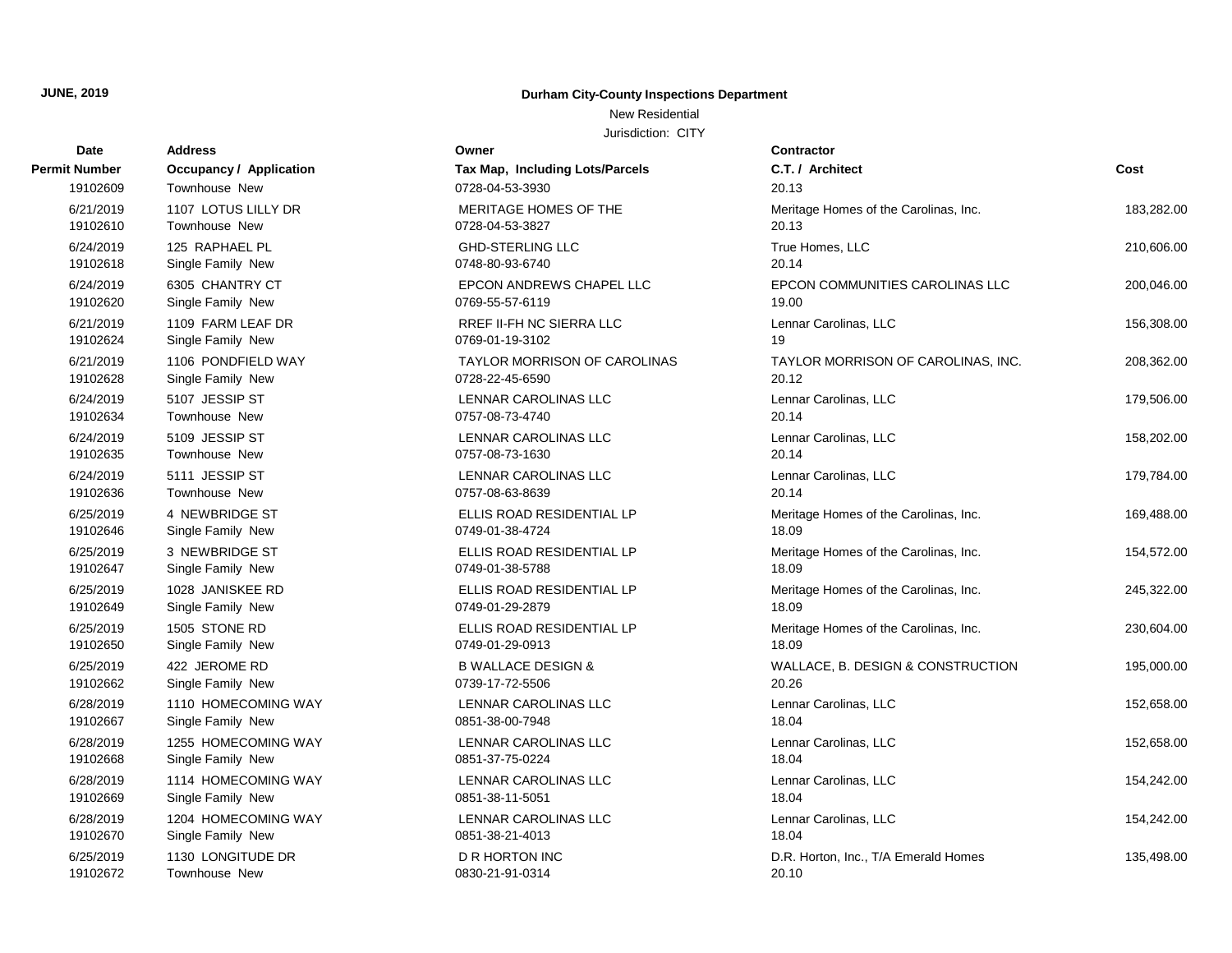**JUNE, 2019**

**Durham City-County Inspections Department**

New Residential

Jurisdiction: CITY

| Date<br>Permit Number | Address<br>Occupancy / Application | Owner<br>Tax Map, Including Lots/Parcels | Contractor<br>C.T. / Architect | Cost |
|---|---|---|---|---|
| 19102609 | Townhouse New | 0728-04-53-3930 | 20.13 | |
| 6/21/2019 | 1107 LOTUS LILLY DR | MERITAGE HOMES OF THE | Meritage Homes of the Carolinas, Inc. | 183,282.00 |
| 19102610 | Townhouse New | 0728-04-53-3827 | 20.13 | |
| 6/24/2019 | 125 RAPHAEL PL | GHD-STERLING LLC | True Homes, LLC | 210,606.00 |
| 19102618 | Single Family New | 0748-80-93-6740 | 20.14 | |
| 6/24/2019 | 6305 CHANTRY CT | EPCON ANDREWS CHAPEL LLC | EPCON COMMUNITIES CAROLINAS LLC | 200,046.00 |
| 19102620 | Single Family New | 0769-55-57-6119 | 19.00 | |
| 6/21/2019 | 1109 FARM LEAF DR | RREF II-FH NC SIERRA LLC | Lennar Carolinas, LLC | 156,308.00 |
| 19102624 | Single Family New | 0769-01-19-3102 | 19 | |
| 6/21/2019 | 1106 PONDFIELD WAY | TAYLOR MORRISON OF CAROLINAS | TAYLOR MORRISON OF CAROLINAS, INC. | 208,362.00 |
| 19102628 | Single Family New | 0728-22-45-6590 | 20.12 | |
| 6/24/2019 | 5107 JESSIP ST | LENNAR CAROLINAS LLC | Lennar Carolinas, LLC | 179,506.00 |
| 19102634 | Townhouse New | 0757-08-73-4740 | 20.14 | |
| 6/24/2019 | 5109 JESSIP ST | LENNAR CAROLINAS LLC | Lennar Carolinas, LLC | 158,202.00 |
| 19102635 | Townhouse New | 0757-08-73-1630 | 20.14 | |
| 6/24/2019 | 5111 JESSIP ST | LENNAR CAROLINAS LLC | Lennar Carolinas, LLC | 179,784.00 |
| 19102636 | Townhouse New | 0757-08-63-8639 | 20.14 | |
| 6/25/2019 | 4 NEWBRIDGE ST | ELLIS ROAD RESIDENTIAL LP | Meritage Homes of the Carolinas, Inc. | 169,488.00 |
| 19102646 | Single Family New | 0749-01-38-4724 | 18.09 | |
| 6/25/2019 | 3 NEWBRIDGE ST | ELLIS ROAD RESIDENTIAL LP | Meritage Homes of the Carolinas, Inc. | 154,572.00 |
| 19102647 | Single Family New | 0749-01-38-5788 | 18.09 | |
| 6/25/2019 | 1028 JANISKEE RD | ELLIS ROAD RESIDENTIAL LP | Meritage Homes of the Carolinas, Inc. | 245,322.00 |
| 19102649 | Single Family New | 0749-01-29-2879 | 18.09 | |
| 6/25/2019 | 1505 STONE RD | ELLIS ROAD RESIDENTIAL LP | Meritage Homes of the Carolinas, Inc. | 230,604.00 |
| 19102650 | Single Family New | 0749-01-29-0913 | 18.09 | |
| 6/25/2019 | 422 JEROME RD | B WALLACE DESIGN & | WALLACE, B. DESIGN & CONSTRUCTION | 195,000.00 |
| 19102662 | Single Family New | 0739-17-72-5506 | 20.26 | |
| 6/28/2019 | 1110 HOMECOMING WAY | LENNAR CAROLINAS LLC | Lennar Carolinas, LLC | 152,658.00 |
| 19102667 | Single Family New | 0851-38-00-7948 | 18.04 | |
| 6/28/2019 | 1255 HOMECOMING WAY | LENNAR CAROLINAS LLC | Lennar Carolinas, LLC | 152,658.00 |
| 19102668 | Single Family New | 0851-37-75-0224 | 18.04 | |
| 6/28/2019 | 1114 HOMECOMING WAY | LENNAR CAROLINAS LLC | Lennar Carolinas, LLC | 154,242.00 |
| 19102669 | Single Family New | 0851-38-11-5051 | 18.04 | |
| 6/28/2019 | 1204 HOMECOMING WAY | LENNAR CAROLINAS LLC | Lennar Carolinas, LLC | 154,242.00 |
| 19102670 | Single Family New | 0851-38-21-4013 | 18.04 | |
| 6/25/2019 | 1130 LONGITUDE DR | D R HORTON INC | D.R. Horton, Inc., T/A Emerald Homes | 135,498.00 |
| 19102672 | Townhouse New | 0830-21-91-0314 | 20.10 | |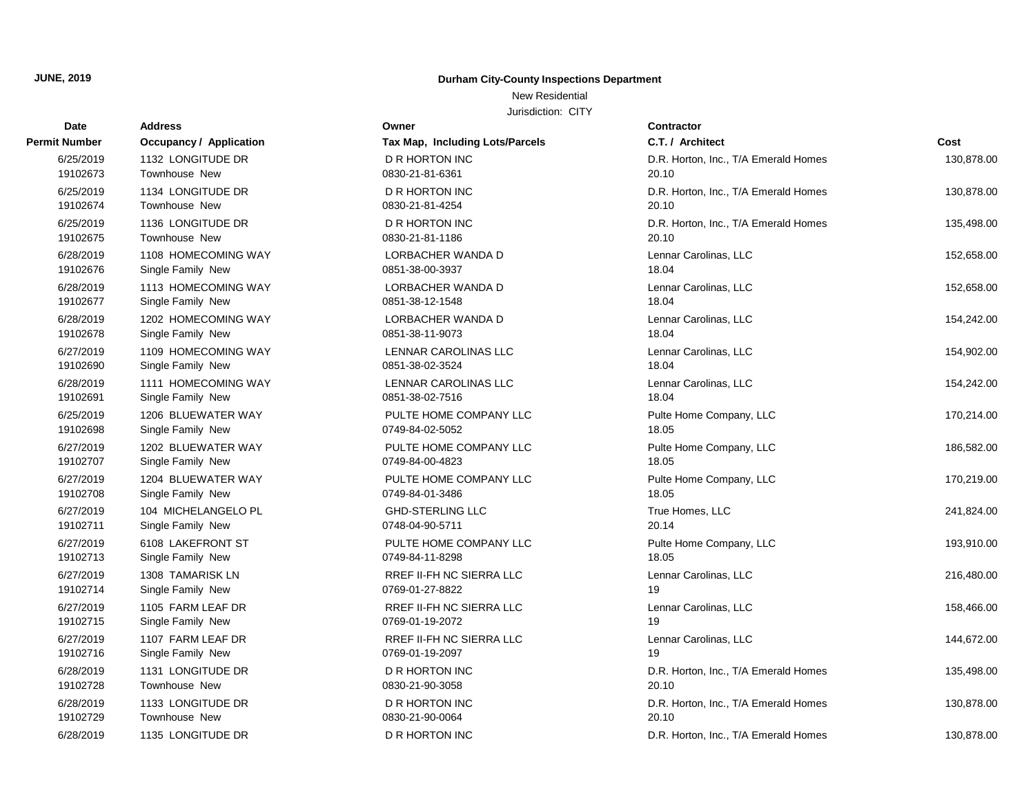**JUNE, 2019**

**Durham City-County Inspections Department**

New Residential

Jurisdiction: CITY

| Date / Permit Number | Address / Occupancy / Application | Owner / Tax Map, Including Lots/Parcels | Contractor / C.T. / Architect | Cost |
|---|---|---|---|---|
| 6/25/2019<br>19102673 | 1132 LONGITUDE DR<br>Townhouse New | D R HORTON INC<br>0830-21-81-6361 | D.R. Horton, Inc., T/A Emerald Homes<br>20.10 | 130,878.00 |
| 6/25/2019<br>19102674 | 1134 LONGITUDE DR<br>Townhouse New | D R HORTON INC<br>0830-21-81-4254 | D.R. Horton, Inc., T/A Emerald Homes<br>20.10 | 130,878.00 |
| 6/25/2019<br>19102675 | 1136 LONGITUDE DR<br>Townhouse New | D R HORTON INC<br>0830-21-81-1186 | D.R. Horton, Inc., T/A Emerald Homes<br>20.10 | 135,498.00 |
| 6/28/2019<br>19102676 | 1108 HOMECOMING WAY<br>Single Family New | LORBACHER WANDA D<br>0851-38-00-3937 | Lennar Carolinas, LLC<br>18.04 | 152,658.00 |
| 6/28/2019<br>19102677 | 1113 HOMECOMING WAY<br>Single Family New | LORBACHER WANDA D<br>0851-38-12-1548 | Lennar Carolinas, LLC<br>18.04 | 152,658.00 |
| 6/28/2019<br>19102678 | 1202 HOMECOMING WAY<br>Single Family New | LORBACHER WANDA D<br>0851-38-11-9073 | Lennar Carolinas, LLC<br>18.04 | 154,242.00 |
| 6/27/2019<br>19102690 | 1109 HOMECOMING WAY<br>Single Family New | LENNAR CAROLINAS LLC<br>0851-38-02-3524 | Lennar Carolinas, LLC<br>18.04 | 154,902.00 |
| 6/28/2019<br>19102691 | 1111 HOMECOMING WAY<br>Single Family New | LENNAR CAROLINAS LLC<br>0851-38-02-7516 | Lennar Carolinas, LLC<br>18.04 | 154,242.00 |
| 6/25/2019<br>19102698 | 1206 BLUEWATER WAY<br>Single Family New | PULTE HOME COMPANY LLC<br>0749-84-02-5052 | Pulte Home Company, LLC<br>18.05 | 170,214.00 |
| 6/27/2019<br>19102707 | 1202 BLUEWATER WAY<br>Single Family New | PULTE HOME COMPANY LLC<br>0749-84-00-4823 | Pulte Home Company, LLC<br>18.05 | 186,582.00 |
| 6/27/2019<br>19102708 | 1204 BLUEWATER WAY<br>Single Family New | PULTE HOME COMPANY LLC<br>0749-84-01-3486 | Pulte Home Company, LLC<br>18.05 | 170,219.00 |
| 6/27/2019<br>19102711 | 104 MICHELANGELO PL<br>Single Family New | GHD-STERLING LLC<br>0748-04-90-5711 | True Homes, LLC<br>20.14 | 241,824.00 |
| 6/27/2019<br>19102713 | 6108 LAKEFRONT ST<br>Single Family New | PULTE HOME COMPANY LLC<br>0749-84-11-8298 | Pulte Home Company, LLC<br>18.05 | 193,910.00 |
| 6/27/2019<br>19102714 | 1308 TAMARISK LN<br>Single Family New | RREF II-FH NC SIERRA LLC<br>0769-01-27-8822 | Lennar Carolinas, LLC<br>19 | 216,480.00 |
| 6/27/2019<br>19102715 | 1105 FARM LEAF DR<br>Single Family New | RREF II-FH NC SIERRA LLC<br>0769-01-19-2072 | Lennar Carolinas, LLC<br>19 | 158,466.00 |
| 6/27/2019<br>19102716 | 1107 FARM LEAF DR<br>Single Family New | RREF II-FH NC SIERRA LLC<br>0769-01-19-2097 | Lennar Carolinas, LLC<br>19 | 144,672.00 |
| 6/28/2019<br>19102728 | 1131 LONGITUDE DR<br>Townhouse New | D R HORTON INC<br>0830-21-90-3058 | D.R. Horton, Inc., T/A Emerald Homes<br>20.10 | 135,498.00 |
| 6/28/2019<br>19102729 | 1133 LONGITUDE DR<br>Townhouse New | D R HORTON INC<br>0830-21-90-0064 | D.R. Horton, Inc., T/A Emerald Homes<br>20.10 | 130,878.00 |
| 6/28/2019 | 1135 LONGITUDE DR | D R HORTON INC | D.R. Horton, Inc., T/A Emerald Homes | 130,878.00 |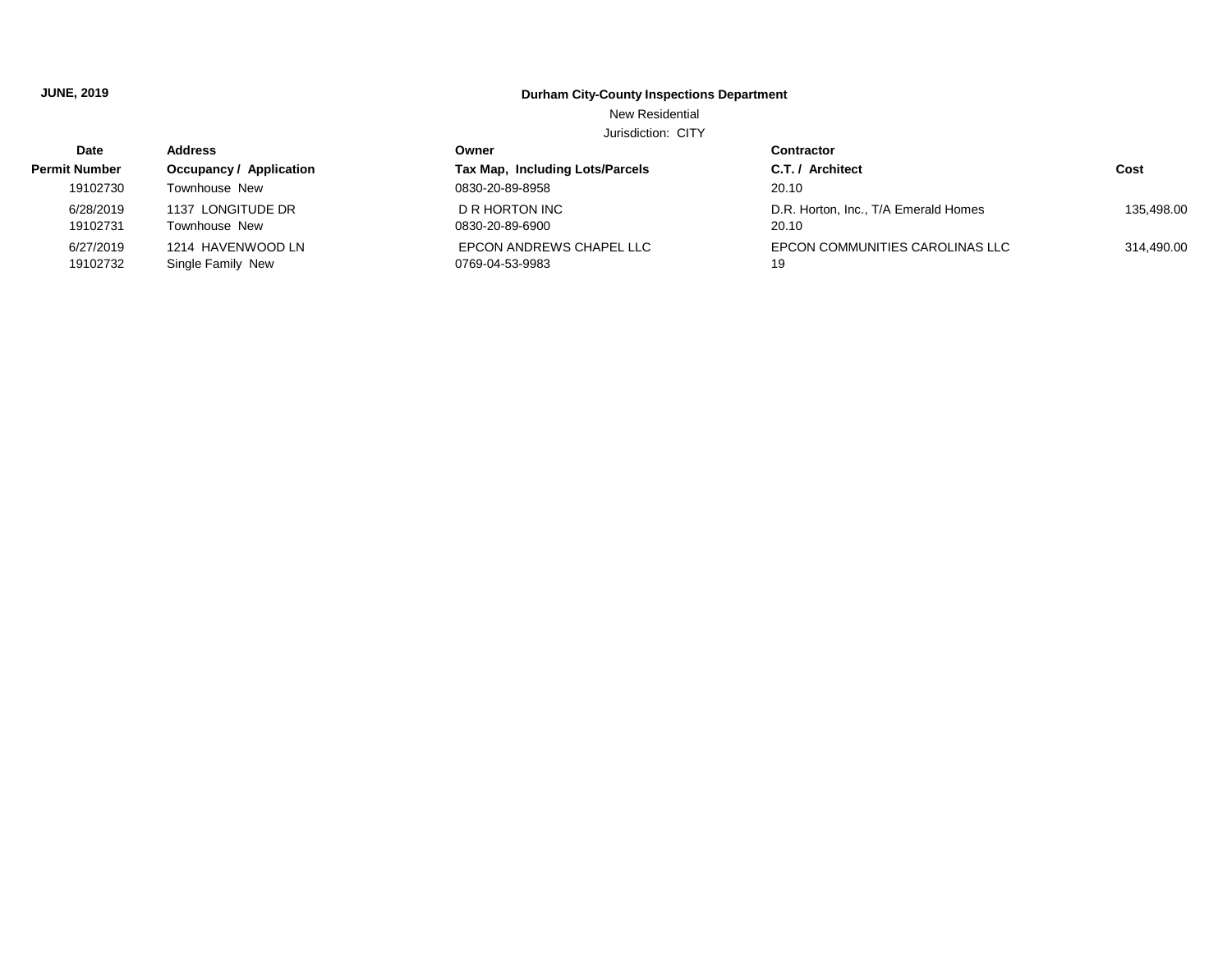**JUNE, 2019**

**Durham City-County Inspections Department**

New Residential

Jurisdiction: CITY

| Date<br>Permit Number | Address<br>Occupancy / Application | Owner<br>Tax Map, Including Lots/Parcels | Contractor<br>C.T. / Architect | Cost |
|---|---|---|---|---|
| 19102730 | Townhouse New | 0830-20-89-8958 | 20.10 | |
| 6/28/2019<br>19102731 | 1137 LONGITUDE DR<br>Townhouse New | D R HORTON INC<br>0830-20-89-6900 | D.R. Horton, Inc., T/A Emerald Homes<br>20.10 | 135,498.00 |
| 6/27/2019<br>19102732 | 1214 HAVENWOOD LN<br>Single Family New | EPCON ANDREWS CHAPEL LLC<br>0769-04-53-9983 | EPCON COMMUNITIES CAROLINAS LLC<br>19 | 314,490.00 |